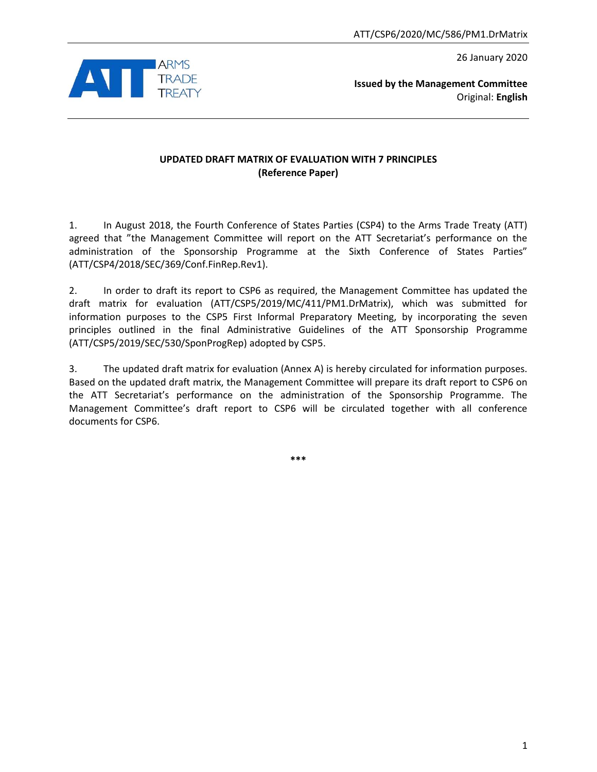ATT/CSP6/2020/MC/586/PM1.DrMatrix

26 January 2020

ARMS TRADE TREATY

**Issued by the Management Committee**
Original: **English**

**UPDATED DRAFT MATRIX OF EVALUATION WITH 7 PRINCIPLES**
**(Reference Paper)**

1. In August 2018, the Fourth Conference of States Parties (CSP4) to the Arms Trade Treaty (ATT) agreed that "the Management Committee will report on the ATT Secretariat's performance on the administration of the Sponsorship Programme at the Sixth Conference of States Parties" (ATT/CSP4/2018/SEC/369/Conf.FinRep.Rev1).

2. In order to draft its report to CSP6 as required, the Management Committee has updated the draft matrix for evaluation (ATT/CSP5/2019/MC/411/PM1.DrMatrix), which was submitted for information purposes to the CSP5 First Informal Preparatory Meeting, by incorporating the seven principles outlined in the final Administrative Guidelines of the ATT Sponsorship Programme (ATT/CSP5/2019/SEC/530/SponProgRep) adopted by CSP5.

3. The updated draft matrix for evaluation (Annex A) is hereby circulated for information purposes. Based on the updated draft matrix, the Management Committee will prepare its draft report to CSP6 on the ATT Secretariat's performance on the administration of the Sponsorship Programme. The Management Committee's draft report to CSP6 will be circulated together with all conference documents for CSP6.

***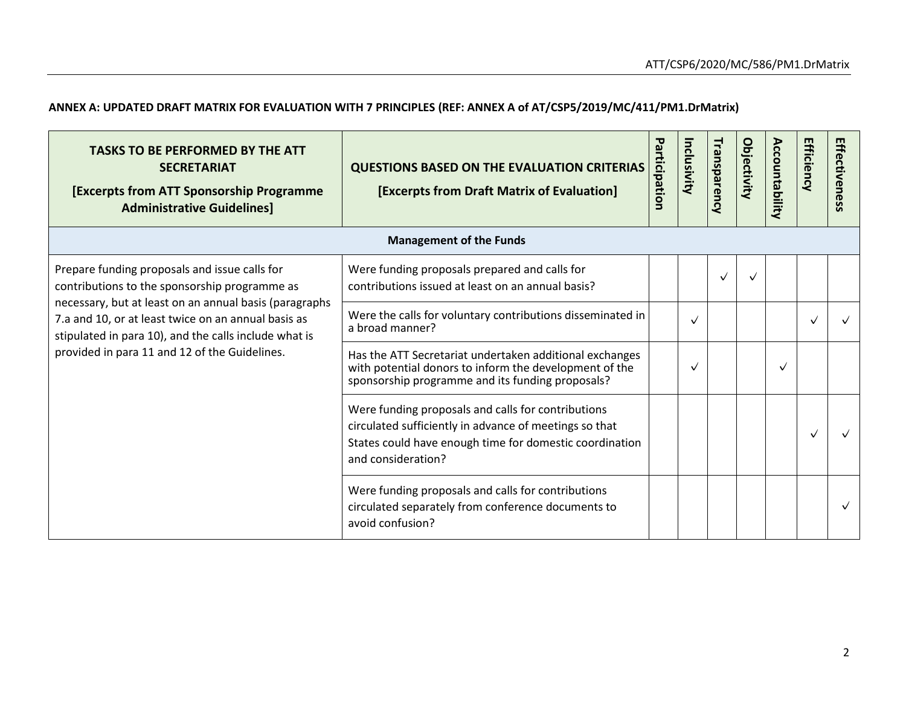**ANNEX A: UPDATED DRAFT MATRIX FOR EVALUATION WITH 7 PRINCIPLES (REF: ANNEX A of AT/CSP5/2019/MC/411/PM1.DrMatrix)**

| **TASKS TO BE PERFORMED BY THE ATT SECRETARIAT** **[Excerpts from ATT Sponsorship Programme Administrative Guidelines]** | **QUESTIONS BASED ON THE EVALUATION CRITERIAS** **[Excerpts from Draft Matrix of Evaluation]** | **Participation** | **Inclusivity** | **Transparency** | **Objectivity** | **Accountability** | **Efficiency** | **Effectiveness** |
|---|---|---|---|---|---|---|---|---|
| **Management of the Funds** | | | | | | | | |
| Prepare funding proposals and issue calls for contributions to the sponsorship programme as necessary, but at least on an annual basis (paragraphs 7.a and 10, or at least twice on an annual basis as stipulated in para 10), and the calls include what is provided in para 11 and 12 of the Guidelines. | Were funding proposals prepared and calls for contributions issued at least on an annual basis? | | | ✓ | ✓ | | | |
| | Were the calls for voluntary contributions disseminated in a broad manner? | | ✓ | | | | ✓ | ✓ |
| | Has the ATT Secretariat undertaken additional exchanges with potential donors to inform the development of the sponsorship programme and its funding proposals? | | ✓ | | | ✓ | | |
| | Were funding proposals and calls for contributions circulated sufficiently in advance of meetings so that States could have enough time for domestic coordination and consideration? | | | | | | ✓ | ✓ |
| | Were funding proposals and calls for contributions circulated separately from conference documents to avoid confusion? | | | | | | | ✓ |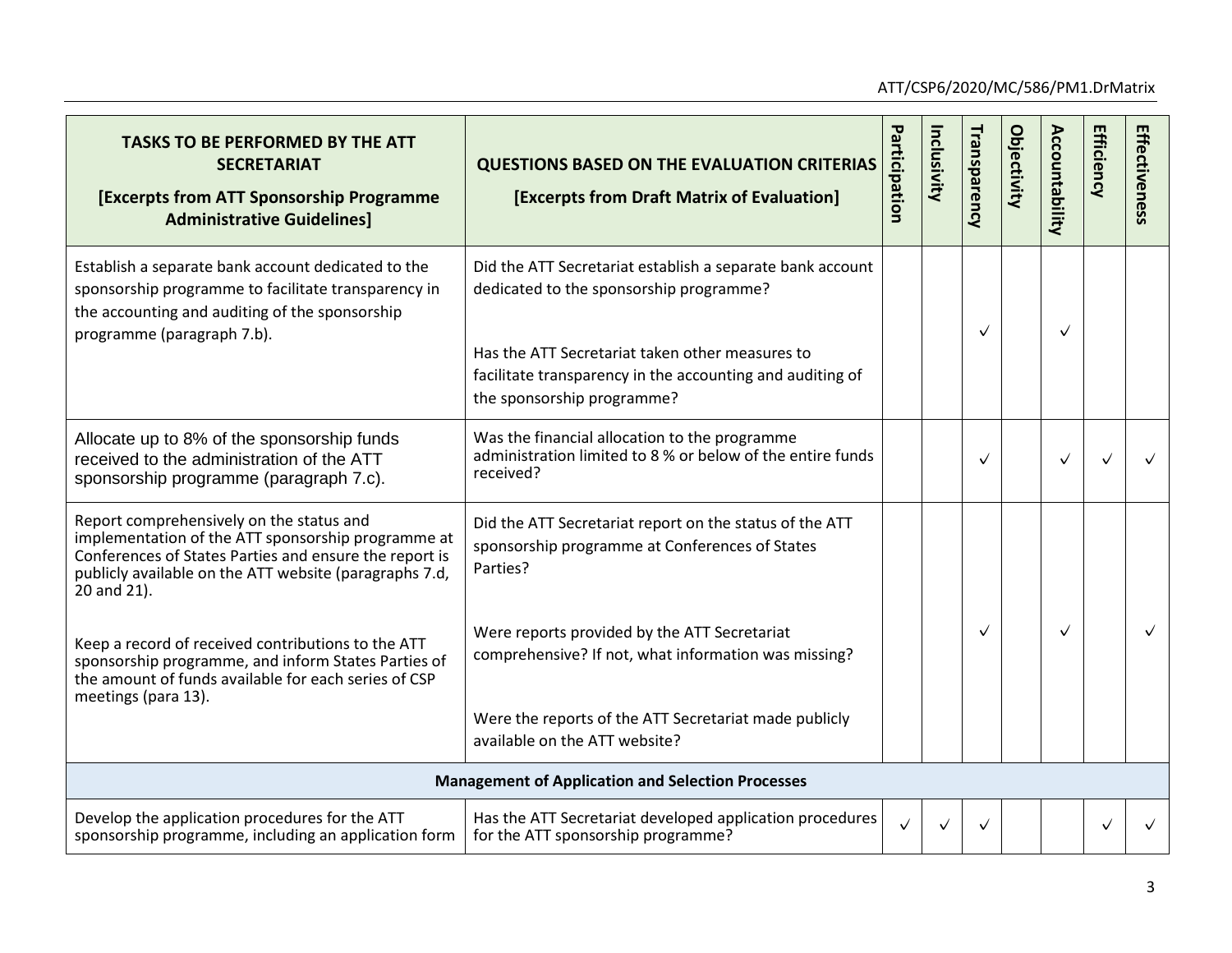| TASKS TO BE PERFORMED BY THE ATT SECRETARIAT<br><br>[Excerpts from ATT Sponsorship Programme Administrative Guidelines] | QUESTIONS BASED ON THE EVALUATION CRITERIAS<br><br>[Excerpts from Draft Matrix of Evaluation] | Participation | Inclusivity | Transparency | Objectivity | Accountability | Efficiency | Effectiveness |
|---|---|---|---|---|---|---|---|---|
| Establish a separate bank account dedicated to the sponsorship programme to facilitate transparency in the accounting and auditing of the sponsorship programme (paragraph 7.b). | Did the ATT Secretariat establish a separate bank account dedicated to the sponsorship programme?<br><br>Has the ATT Secretariat taken other measures to facilitate transparency in the accounting and auditing of the sponsorship programme? | | | ✓ | | ✓ | | |
| Allocate up to 8% of the sponsorship funds received to the administration of the ATT sponsorship programme (paragraph 7.c). | Was the financial allocation to the programme administration limited to 8 % or below of the entire funds received? | | | ✓ | | ✓ | ✓ | ✓ |
| Report comprehensively on the status and implementation of the ATT sponsorship programme at Conferences of States Parties and ensure the report is publicly available on the ATT website (paragraphs 7.d, 20 and 21).<br><br>Keep a record of received contributions to the ATT sponsorship programme, and inform States Parties of the amount of funds available for each series of CSP meetings (para 13). | Did the ATT Secretariat report on the status of the ATT sponsorship programme at Conferences of States Parties?<br><br>Were reports provided by the ATT Secretariat comprehensive? If not, what information was missing?<br><br>Were the reports of the ATT Secretariat made publicly available on the ATT website? | | | ✓ | | ✓ | | ✓ |
| **Management of Application and Selection Processes** | | | | | | | | |
| Develop the application procedures for the ATT sponsorship programme, including an application form | Has the ATT Secretariat developed application procedures for the ATT sponsorship programme? | ✓ | ✓ | ✓ | | | ✓ | ✓ |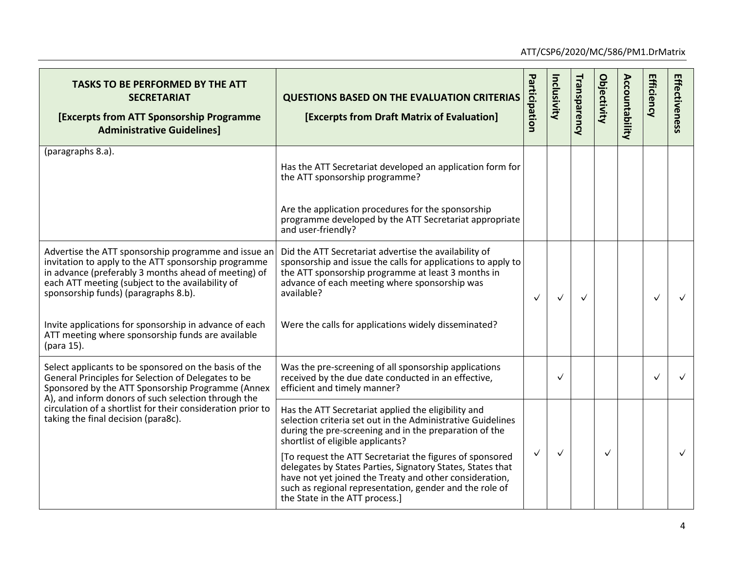| TASKS TO BE PERFORMED BY THE ATT SECRETARIAT [Excerpts from ATT Sponsorship Programme Administrative Guidelines] | QUESTIONS BASED ON THE EVALUATION CRITERIAS [Excerpts from Draft Matrix of Evaluation] | Participation | Inclusivity | Transparency | Objectivity | Accountability | Efficiency | Effectiveness |
|---|---|---|---|---|---|---|---|---|
| (paragraphs 8.a). | Has the ATT Secretariat developed an application form for the ATT sponsorship programme?<br><br>Are the application procedures for the sponsorship programme developed by the ATT Secretariat appropriate and user-friendly? | | | | | | | |
| Advertise the ATT sponsorship programme and issue an invitation to apply to the ATT sponsorship programme in advance (preferably 3 months ahead of meeting) of each ATT meeting (subject to the availability of sponsorship funds) (paragraphs 8.b).<br><br>Invite applications for sponsorship in advance of each ATT meeting where sponsorship funds are available (para 15). | Did the ATT Secretariat advertise the availability of sponsorship and issue the calls for applications to apply to the ATT sponsorship programme at least 3 months in advance of each meeting where sponsorship was available?<br><br>Were the calls for applications widely disseminated? | ✓ | ✓ | ✓ | | | ✓ | ✓ |
| Select applicants to be sponsored on the basis of the General Principles for Selection of Delegates to be Sponsored by the ATT Sponsorship Programme (Annex A), and inform donors of such selection through the circulation of a shortlist for their consideration prior to taking the final decision (para8c). | Was the pre-screening of all sponsorship applications received by the due date conducted in an effective, efficient and timely manner? | | ✓ | | | | ✓ | ✓ |
| | Has the ATT Secretariat applied the eligibility and selection criteria set out in the Administrative Guidelines during the pre-screening and in the preparation of the shortlist of eligible applicants?<br><br>[To request the ATT Secretariat the figures of sponsored delegates by States Parties, Signatory States, States that have not yet joined the Treaty and other consideration, such as regional representation, gender and the role of the State in the ATT process.] | ✓ | ✓ | | ✓ | | | ✓ |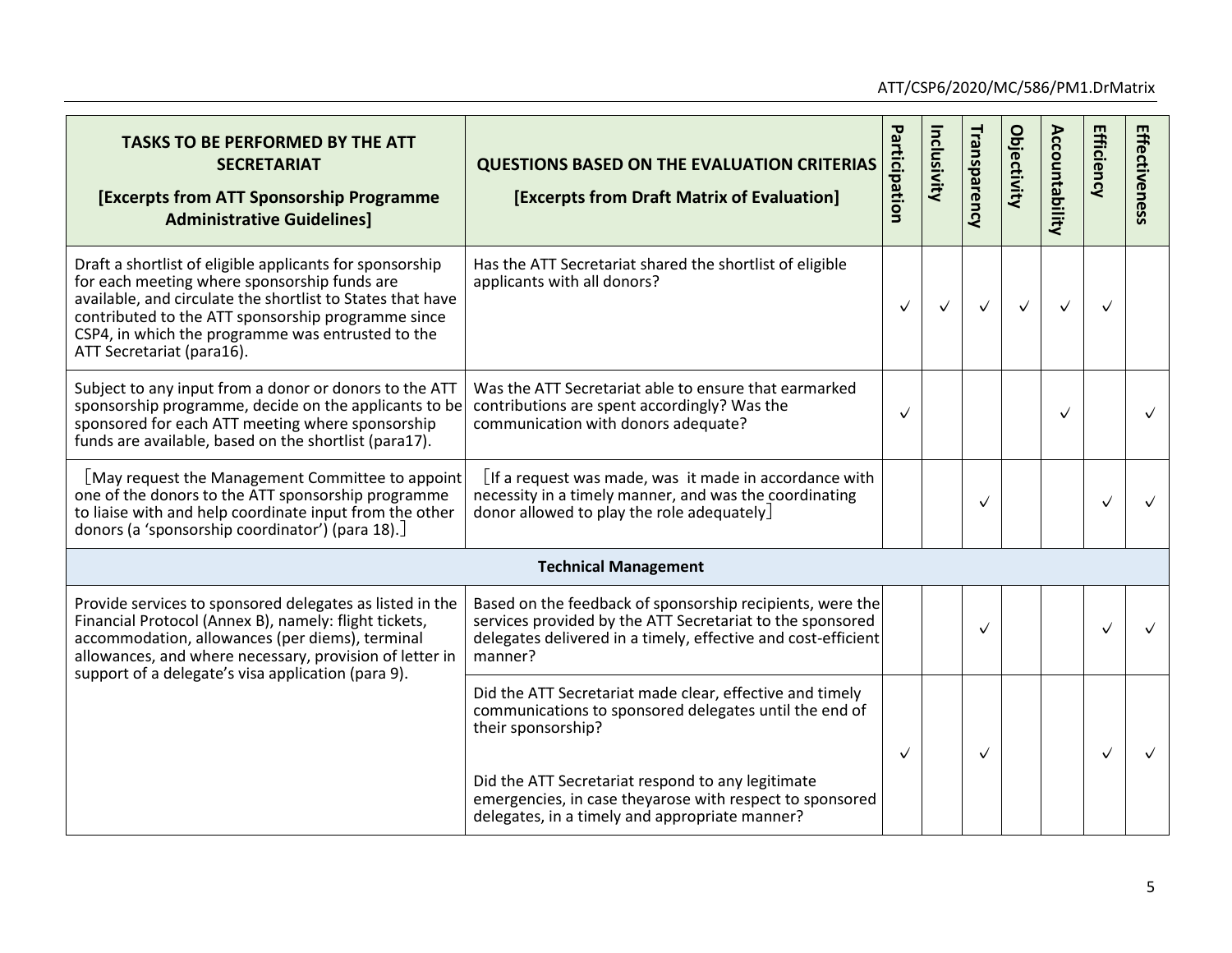| TASKS TO BE PERFORMED BY THE ATT SECRETARIAT [Excerpts from ATT Sponsorship Programme Administrative Guidelines] | QUESTIONS BASED ON THE EVALUATION CRITERIAS [Excerpts from Draft Matrix of Evaluation] | Participation | Inclusivity | Transparency | Objectivity | Accountability | Efficiency | Effectiveness |
|---|---|---|---|---|---|---|---|---|
| Draft a shortlist of eligible applicants for sponsorship for each meeting where sponsorship funds are available, and circulate the shortlist to States that have contributed to the ATT sponsorship programme since CSP4, in which the programme was entrusted to the ATT Secretariat (para16). | Has the ATT Secretariat shared the shortlist of eligible applicants with all donors? | ✓ | ✓ | ✓ | ✓ | ✓ | ✓ | |
| Subject to any input from a donor or donors to the ATT sponsorship programme, decide on the applicants to be sponsored for each ATT meeting where sponsorship funds are available, based on the shortlist (para17). | Was the ATT Secretariat able to ensure that earmarked contributions are spent accordingly? Was the communication with donors adequate? | ✓ | | | | ✓ | | ✓ |
| [May request the Management Committee to appoint one of the donors to the ATT sponsorship programme to liaise with and help coordinate input from the other donors (a 'sponsorship coordinator') (para 18).] | [If a request was made, was it made in accordance with necessity in a timely manner, and was the coordinating donor allowed to play the role adequately] | | | ✓ | | | ✓ | ✓ |
| **Technical Management** | | | | | | | | |
| Provide services to sponsored delegates as listed in the Financial Protocol (Annex B), namely: flight tickets, accommodation, allowances (per diems), terminal allowances, and where necessary, provision of letter in support of a delegate's visa application (para 9). | Based on the feedback of sponsorship recipients, were the services provided by the ATT Secretariat to the sponsored delegates delivered in a timely, effective and cost-efficient manner? | | | ✓ | | | ✓ | ✓ |
| | Did the ATT Secretariat made clear, effective and timely communications to sponsored delegates until the end of their sponsorship? Did the ATT Secretariat respond to any legitimate emergencies, in case theyarose with respect to sponsored delegates, in a timely and appropriate manner? | ✓ | | ✓ | | | ✓ | ✓ |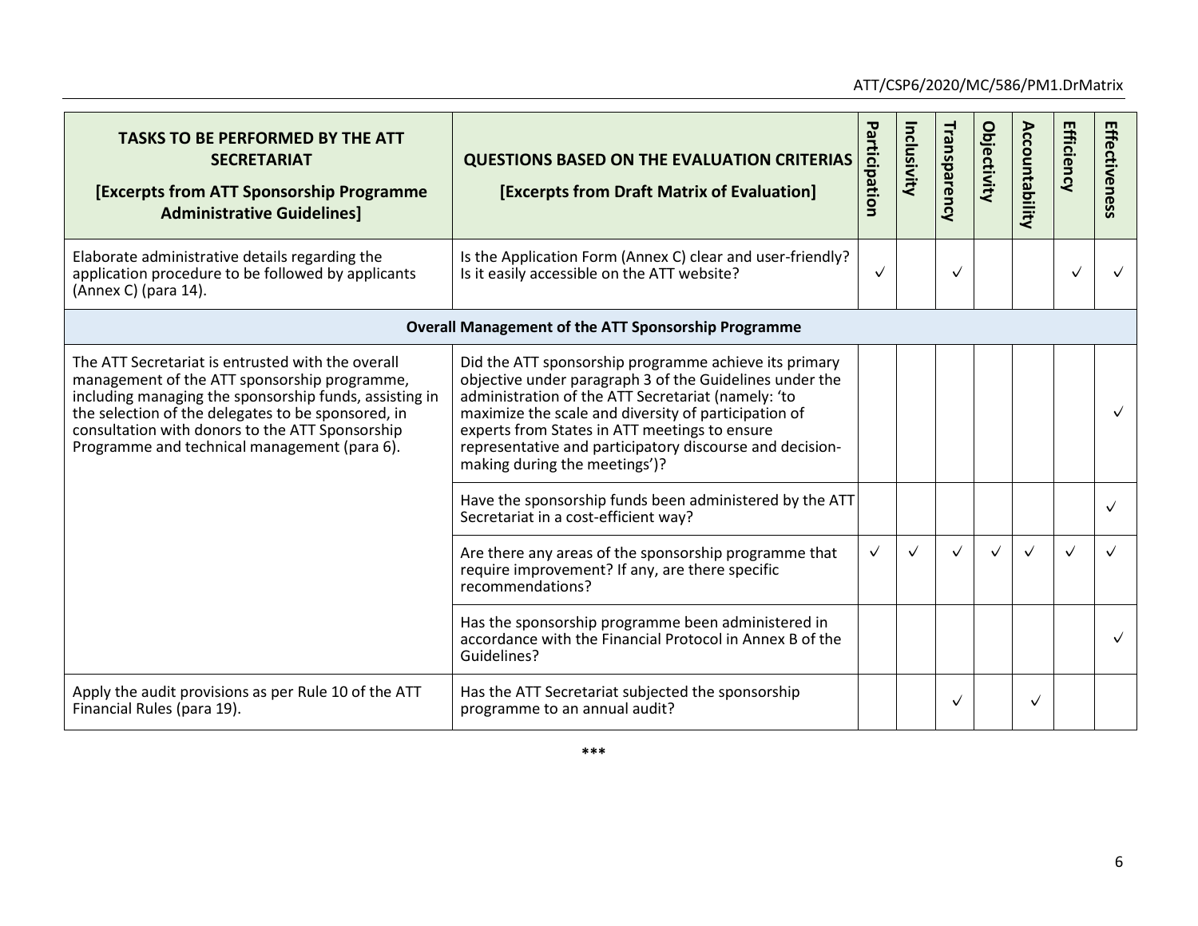| TASKS TO BE PERFORMED BY THE ATT SECRETARIAT [Excerpts from ATT Sponsorship Programme Administrative Guidelines] | QUESTIONS BASED ON THE EVALUATION CRITERIAS [Excerpts from Draft Matrix of Evaluation] | Participation | Inclusivity | Transparency | Objectivity | Accountability | Efficiency | Effectiveness |
|---|---|---|---|---|---|---|---|---|
| Elaborate administrative details regarding the application procedure to be followed by applicants (Annex C) (para 14). | Is the Application Form (Annex C) clear and user-friendly? Is it easily accessible on the ATT website? | ✓ | | ✓ | | | ✓ | ✓ |
| **Overall Management of the ATT Sponsorship Programme** | | | | | | | | |
| The ATT Secretariat is entrusted with the overall management of the ATT sponsorship programme, including managing the sponsorship funds, assisting in the selection of the delegates to be sponsored, in consultation with donors to the ATT Sponsorship Programme and technical management (para 6). | Did the ATT sponsorship programme achieve its primary objective under paragraph 3 of the Guidelines under the administration of the ATT Secretariat (namely: 'to maximize the scale and diversity of participation of experts from States in ATT meetings to ensure representative and participatory discourse and decision-making during the meetings')? | | | | | | | ✓ |
| | Have the sponsorship funds been administered by the ATT Secretariat in a cost-efficient way? | | | | | | | ✓ |
| | Are there any areas of the sponsorship programme that require improvement? If any, are there specific recommendations? | ✓ | ✓ | ✓ | ✓ | ✓ | ✓ | ✓ |
| | Has the sponsorship programme been administered in accordance with the Financial Protocol in Annex B of the Guidelines? | | | | | | | ✓ |
| Apply the audit provisions as per Rule 10 of the ATT Financial Rules (para 19). | Has the ATT Secretariat subjected the sponsorship programme to an annual audit? | | | ✓ | | ✓ | | |

***